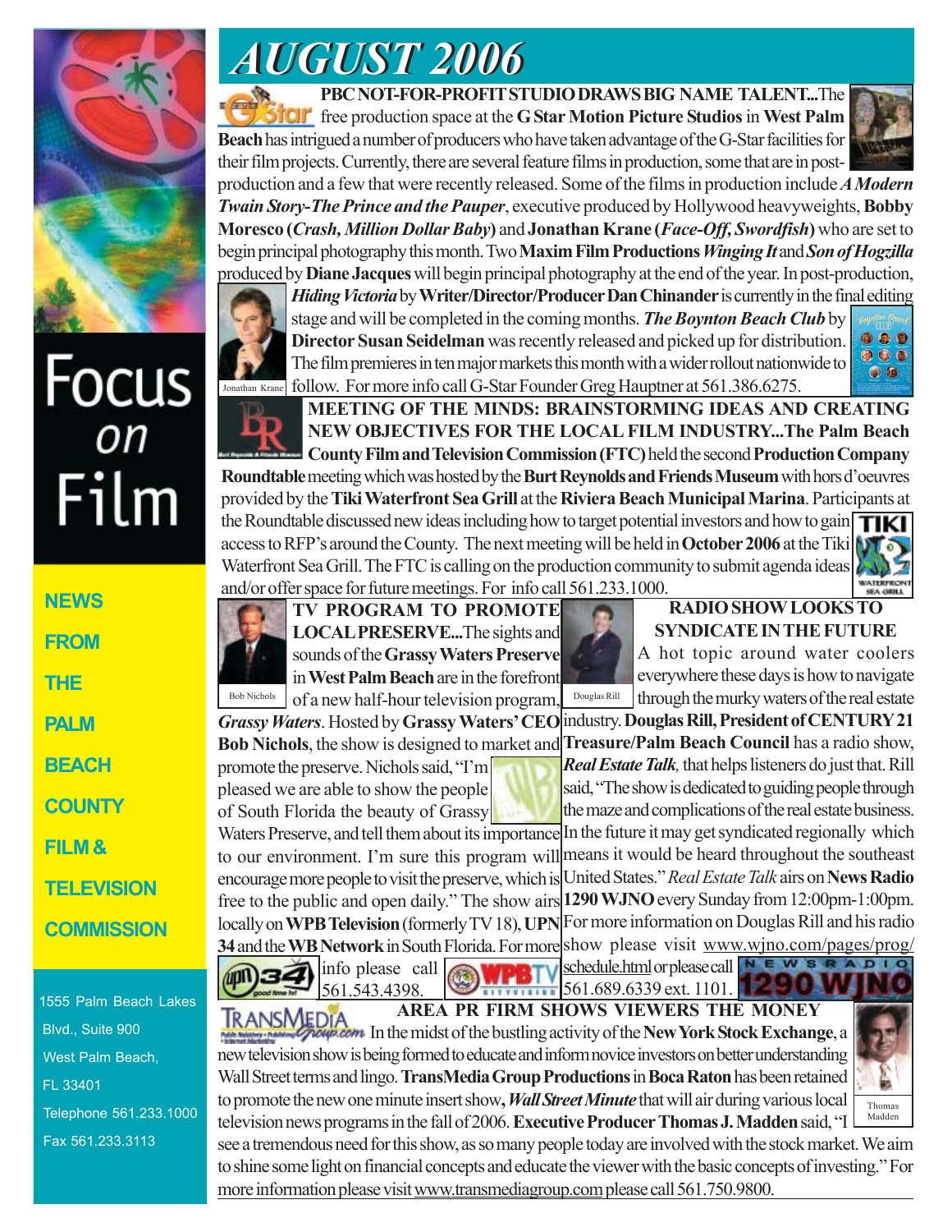# AUGUST 2006

**PBC NOT-FOR-PROFIT STUDIO DRAWS BIG NAME TALENT...**The free production space at the **G Star Motion Picture Studios** in **West Palm Beach** has intrigued a number of producers who have taken advantage of the G-Star facilities for their film projects. Currently, there are several feature films in production, some that are in post-production and a few that were recently released. Some of the films in production include ***A Modern Twain Story-The Prince and the Pauper***, executive produced by Hollywood heavyweights, **Bobby Moresco (*Crash, Million Dollar Baby*)** and **Jonathan Krane (*Face-Off, Swordfish*)** who are set to begin principal photography this month. Two **Maxim Film Productions** ***Winging It*** and ***Son of Hogzilla*** produced by **Diane Jacques** will begin principal photography at the end of the year. In post-production, ***Hiding Victoria*** by **Writer/Director/Producer Dan Chinander** is currently in the final editing stage and will be completed in the coming months. ***The Boynton Beach Club*** by **Director Susan Seidelman** was recently released and picked up for distribution. The film premieres in ten major markets this month with a wider rollout nationwide to follow. For more info call G-Star Founder Greg Hauptner at 561.386.6275.

Jonathan Krane

**MEETING OF THE MINDS: BRAINSTORMING IDEAS AND CREATING NEW OBJECTIVES FOR THE LOCAL FILM INDUSTRY...**The Palm Beach County Film and Television Commission (FTC) held the second **Production Company Roundtable** meeting which was hosted by the **Burt Reynolds and Friends Museum** with hors d'oeuvres provided by the **Tiki Waterfront Sea Grill** at the **Riviera Beach Municipal Marina**. Participants at the Roundtable discussed new ideas including how to target potential investors and how to gain access to RFP's around the County. The next meeting will be held in **October 2006** at the Tiki Waterfront Sea Grill. The FTC is calling on the production community to submit agenda ideas and/or offer space for future meetings. For info call 561.233.1000.

**TV PROGRAM TO PROMOTE LOCAL PRESERVE...**The sights and sounds of the **Grassy Waters Preserve** in **West Palm Beach** are in the forefront of a new half-hour television program, ***Grassy Waters***. Hosted by **Grassy Waters' CEO Bob Nichols**, the show is designed to market and promote the preserve. Nichols said, "I'm pleased we are able to show the people of South Florida the beauty of Grassy Waters Preserve, and tell them about its importance to our environment. I'm sure this program will encourage more people to visit the preserve, which is free to the public and open daily." The show airs locally on **WPB Television** (formerly TV 18), **UPN 34** and the **WB Network** in South Florida. For more info please call 561.543.4398.

Bob Nichols

**RADIO SHOW LOOKS TO SYNDICATE IN THE FUTURE**

A hot topic around water coolers everywhere these days is how to navigate through the murky waters of the real estate industry. **Douglas Rill, President of CENTURY 21 Treasure/Palm Beach Council** has a radio show, ***Real Estate Talk***, that helps listeners do just that. Rill said, "The show is dedicated to guiding people through the maze and complications of the real estate business. In the future it may get syndicated regionally which means it would be heard throughout the southeast United States." *Real Estate Talk* airs on **News Radio 1290 WJNO** every Sunday from 12:00pm-1:00pm. For more information on Douglas Rill and his radio show please visit www.wjno.com/pages/prog/schedule.html or please call 561.689.6339 ext. 1101.

Douglas Rill

**AREA PR FIRM SHOWS VIEWERS THE MONEY**

In the midst of the bustling activity of the **New York Stock Exchange**, a new television show is being formed to educate and inform novice investors on better understanding Wall Street terms and lingo. **TransMedia Group Productions** in **Boca Raton** has been retained to promote the new one minute insert show, ***Wall Street Minute*** that will air during various local television news programs in the fall of 2006. **Executive Producer Thomas J. Madden** said, "I see a tremendous need for this show, as so many people today are involved with the stock market. We aim to shine some light on financial concepts and educate the viewer with the basic concepts of investing." For more information please visit www.transmediagroup.com please call 561.750.9800.

Thomas Madden

Focus on Film

NEWS FROM THE PALM BEACH COUNTY FILM & TELEVISION COMMISSION

1555 Palm Beach Lakes Blvd., Suite 900
West Palm Beach, FL 33401
Telephone 561.233.1000
Fax 561.233.3113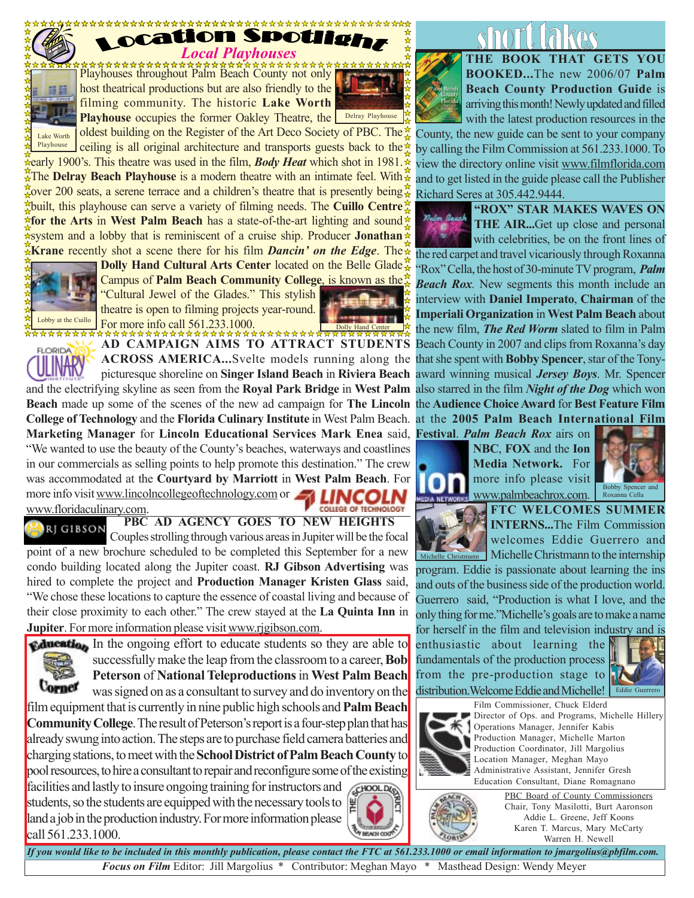# Location Spotlight

## *Local Playhouses*

Playhouses throughout Palm Beach County not only host theatrical productions but are also friendly to the filming community. The historic **Lake Worth Playhouse** occupies the former Oakley Theatre, the oldest building on the Register of the Art Deco Society of PBC. The ceiling is all original architecture and transports guests back to the early 1900's. This theatre was used in the film, ***Body Heat*** which shot in 1981. The **Delray Beach Playhouse** is a modern theatre with an intimate feel. With over 200 seats, a serene terrace and a children's theatre that is presently being built, this playhouse can serve a variety of filming needs. The **Cuillo Centre for the Arts** in **West Palm Beach** has a state-of-the-art lighting and sound system and a lobby that is reminiscent of a cruise ship. Producer **Jonathan Krane** recently shot a scene there for his film ***Dancin' on the Edge***. The **Dolly Hand Cultural Arts Center** located on the Belle Glade Campus of **Palm Beach Community College**, is known as the "Cultural Jewel of the Glades." This stylish theatre is open to filming projects year-round. For more info call 561.233.1000.

Lake Worth Playhouse

Delray Playhouse

Lobby at the Cuillo

Dolly Hand Center

**AD CAMPAIGN AIMS TO ATTRACT STUDENTS ACROSS AMERICA...**Svelte models running along the picturesque shoreline on **Singer Island Beach** in **Riviera Beach** and the electrifying skyline as seen from the **Royal Park Bridge** in **West Palm Beach** made up some of the scenes of the new ad campaign for **The Lincoln College of Technology** and the **Florida Culinary Institute** in West Palm Beach. **Marketing Manager** for **Lincoln Educational Services Mark Enea** said, "We wanted to use the beauty of the County's beaches, waterways and coastlines in our commercials as selling points to help promote this destination." The crew was accommodated at the **Courtyard by Marriott** in **West Palm Beach**. For more info visit www.lincolncollegeoftechnology.com or www.floridaculinary.com.

**PBC AD AGENCY GOES TO NEW HEIGHTS**

Couples strolling through various areas in Jupiter will be the focal point of a new brochure scheduled to be completed this September for a new condo building located along the Jupiter coast. **RJ Gibson Advertising** was hired to complete the project and **Production Manager Kristen Glass** said, "We chose these locations to capture the essence of coastal living and because of their close proximity to each other." The crew stayed at the **La Quinta Inn** in **Jupiter**. For more information please visit www.rjgibson.com.

**Education Corner**

In the ongoing effort to educate students so they are able to successfully make the leap from the classroom to a career, **Bob Peterson** of **National Teleproductions** in **West Palm Beach** was signed on as a consultant to survey and do inventory on the film equipment that is currently in nine public high schools and **Palm Beach Community College**. The result of Peterson's report is a four-step plan that has already swung into action. The steps are to purchase field camera batteries and charging stations, to meet with the **School District of Palm Beach County** to pool resources, to hire a consultant to repair and reconfigure some of the existing facilities and lastly to insure ongoing training for instructors and students, so the students are equipped with the necessary tools to land a job in the production industry. For more information please call 561.233.1000.

# short takes

**THE BOOK THAT GETS YOU BOOKED...**The new 2006/07 **Palm Beach County Production Guide** is arriving this month! Newly updated and filled with the latest production resources in the County, the new guide can be sent to your company by calling the Film Commission at 561.233.1000. To view the directory online visit www.filmflorida.com and to get listed in the guide please call the Publisher Richard Seres at 305.442.9444.

**"ROX" STAR MAKES WAVES ON THE AIR...**Get up close and personal with celebrities, be on the front lines of the red carpet and travel vicariously through Roxanna "Rox" Cella, the host of 30-minute TV program, ***Palm Beach Rox***. New segments this month include an interview with **Daniel Imperato**, **Chairman** of the **Imperiali Organization** in **West Palm Beach** about the new film, ***The Red Worm*** slated to film in Palm Beach County in 2007 and clips from Roxanna's day that she spent with **Bobby Spencer**, star of the Tony-award winning musical ***Jersey Boys***. Mr. Spencer also starred in the film ***Night of the Dog*** which won the **Audience Choice Award** for **Best Feature Film** at the **2005 Palm Beach International Film Festival**. ***Palm Beach Rox*** airs on **NBC**, **FOX** and the **Ion Media Network.** For more info please visit www.palmbeachrox.com.

Bobby Spencer and Roxanna Cella

**FTC WELCOMES SUMMER INTERNS...**The Film Commission welcomes Eddie Guerrero and Michelle Christmann to the internship program. Eddie is passionate about learning the ins and outs of the business side of the production world. Guerrero said, "Production is what I love, and the only thing for me." Michelle's goals are to make a name for herself in the film and television industry and is enthusiastic about learning the fundamentals of the production process from the pre-production stage to distribution. Welcome Eddie and Michelle!

Michelle Christmann

Eddie Guerrero

Film Commissioner, Chuck Elderd
Director of Ops. and Programs, Michelle Hillery
Operations Manager, Jennifer Kabis
Production Manager, Michelle Marton
Production Coordinator, Jill Margolius
Location Manager, Meghan Mayo
Administrative Assistant, Jennifer Gresh
Education Consultant, Diane Romagnano

PBC Board of County Commissioners
Chair, Tony Masilotti, Burt Aaronson
Addie L. Greene, Jeff Koons
Karen T. Marcus, Mary McCarty
Warren H. Newell

***If you would like to be included in this monthly publication, please contact the FTC at 561.233.1000 or email information to jmargolius@pbfilm.com.***

***Focus on Film*** Editor: Jill Margolius * Contributor: Meghan Mayo * Masthead Design: Wendy Meyer